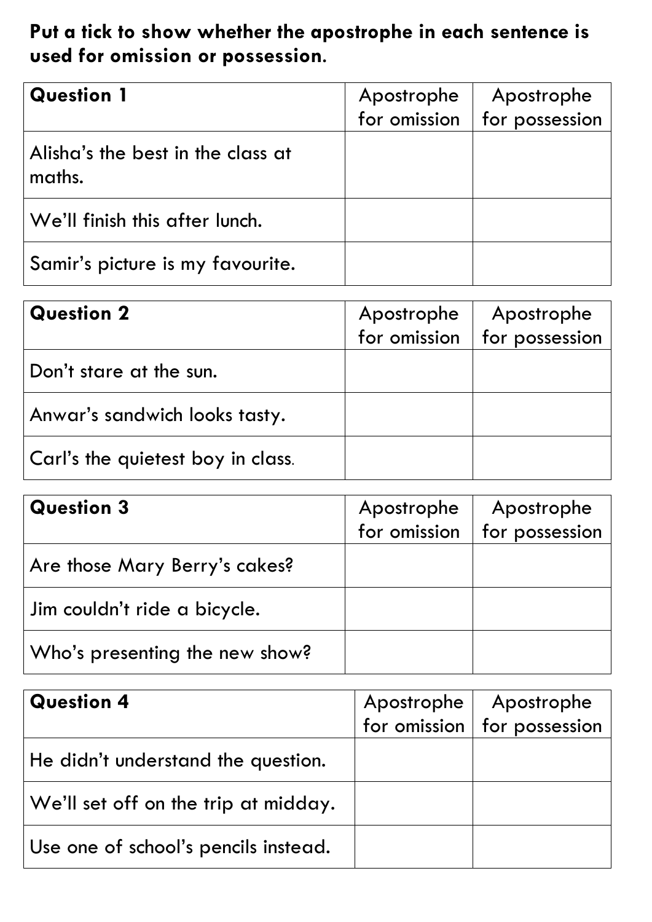**Put a tick to show whether the apostrophe in each sentence is used for omission or possession.**

| **Question 1** | Apostrophe for omission | Apostrophe for possession |
|---|---|---|
| Alisha's the best in the class at maths. | | |
| We'll finish this after lunch. | | |
| Samir's picture is my favourite. | | |

| **Question 2** | Apostrophe for omission | Apostrophe for possession |
|---|---|---|
| Don't stare at the sun. | | |
| Anwar's sandwich looks tasty. | | |
| Carl's the quietest boy in class. | | |

| **Question 3** | Apostrophe for omission | Apostrophe for possession |
|---|---|---|
| Are those Mary Berry's cakes? | | |
| Jim couldn't ride a bicycle. | | |
| Who's presenting the new show? | | |

| **Question 4** | Apostrophe for omission | Apostrophe for possession |
|---|---|---|
| He didn't understand the question. | | |
| We'll set off on the trip at midday. | | |
| Use one of school's pencils instead. | | |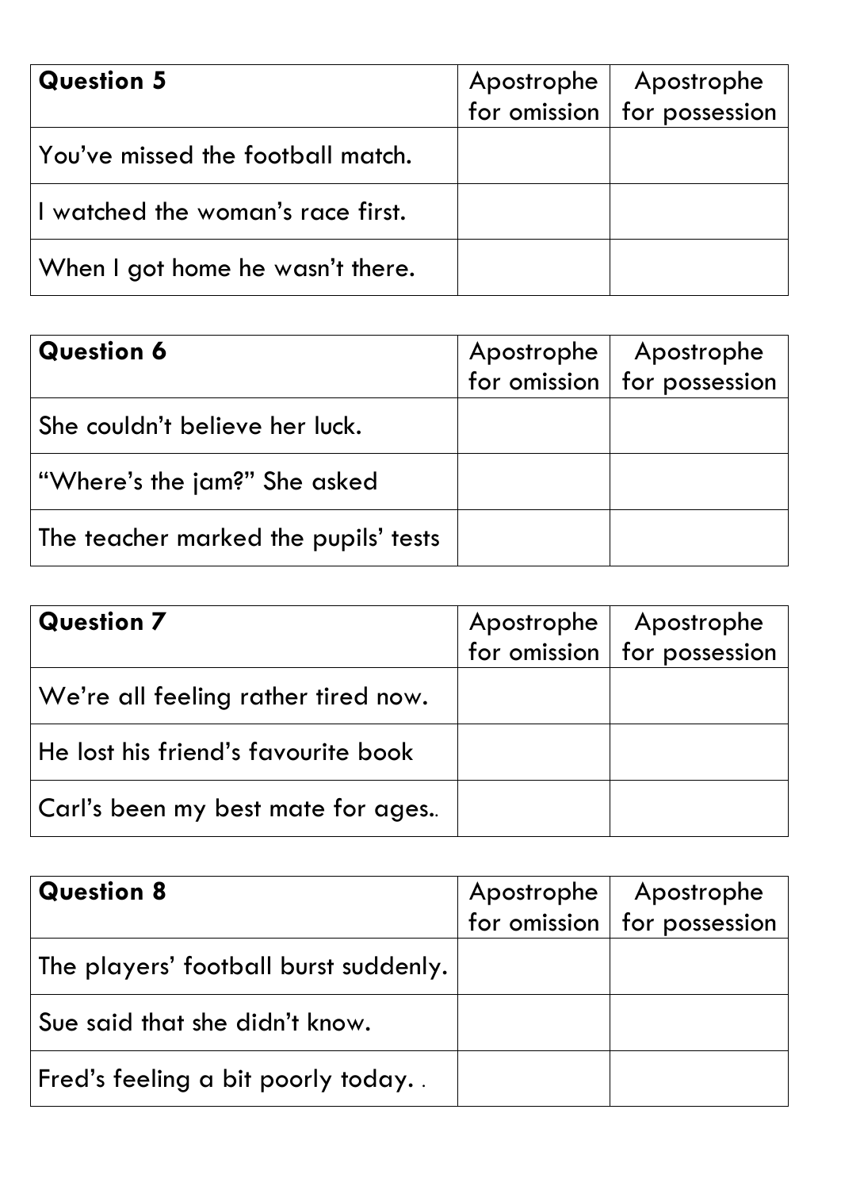| **Question 5** | Apostrophe for omission | Apostrophe for possession |
|---|---|---|
| You've missed the football match. | | |
| I watched the woman's race first. | | |
| When I got home he wasn't there. | | |

| **Question 6** | Apostrophe for omission | Apostrophe for possession |
|---|---|---|
| She couldn't believe her luck. | | |
| "Where's the jam?" She asked | | |
| The teacher marked the pupils' tests | | |

| **Question 7** | Apostrophe for omission | Apostrophe for possession |
|---|---|---|
| We're all feeling rather tired now. | | |
| He lost his friend's favourite book | | |
| Carl's been my best mate for ages.. | | |

| **Question 8** | Apostrophe for omission | Apostrophe for possession |
|---|---|---|
| The players' football burst suddenly. | | |
| Sue said that she didn't know. | | |
| Fred's feeling a bit poorly today. . | | |